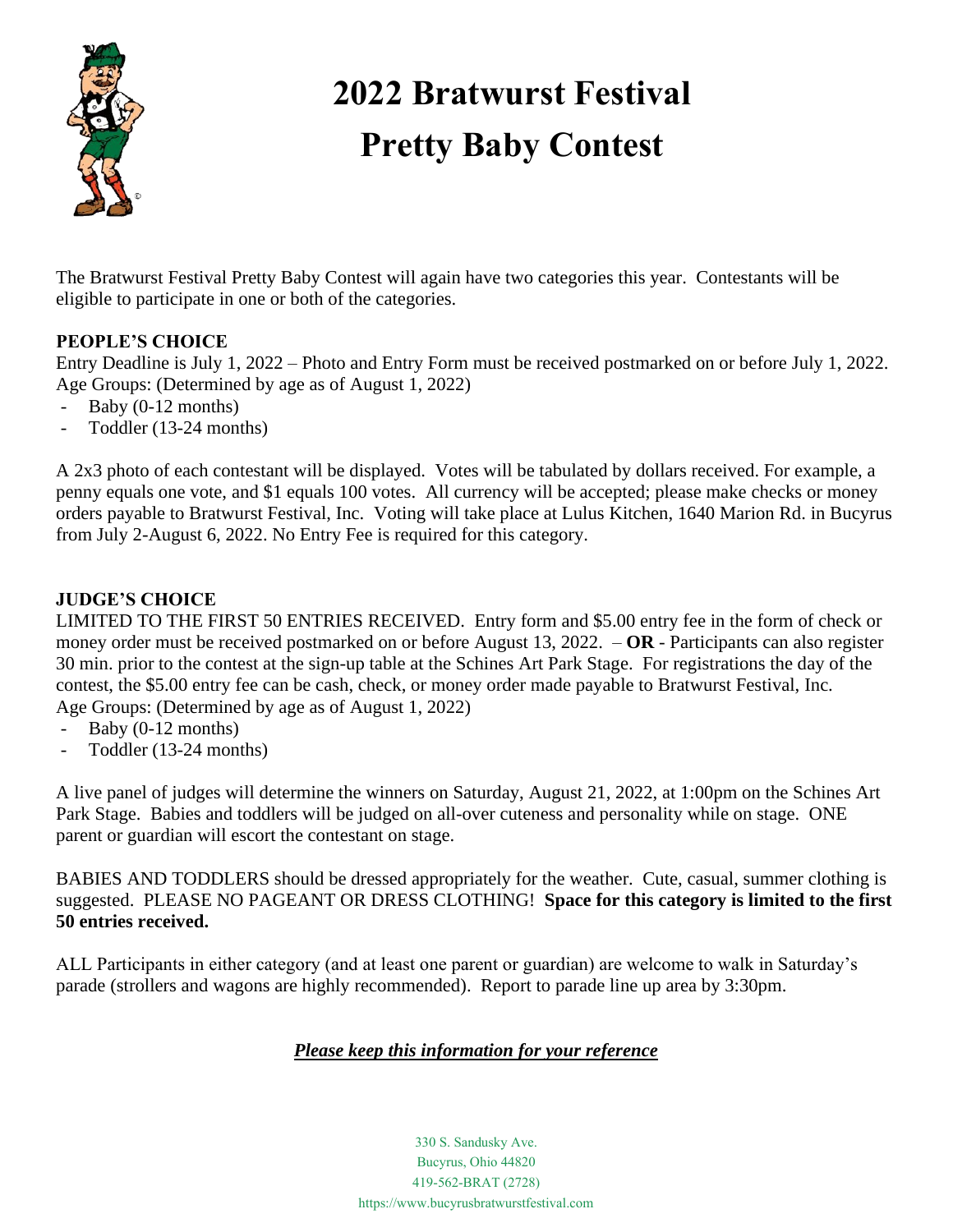# 2022 Bratwurst Festival Pretty Baby Contest

The Bratwurst Festival Pretty Baby Contest will again have two categories this year. Contestants will be eligible to participate in one or both of the categories.

**PEOPLE'S CHOICE**

Entry Deadline is July 1, 2022 – Photo and Entry Form must be received postmarked on or before July 1, 2022. Age Groups: (Determined by age as of August 1, 2022)

- Baby (0-12 months)
- Toddler (13-24 months)

A 2x3 photo of each contestant will be displayed. Votes will be tabulated by dollars received. For example, a penny equals one vote, and $1 equals 100 votes. All currency will be accepted; please make checks or money orders payable to Bratwurst Festival, Inc. Voting will take place at Lulus Kitchen, 1640 Marion Rd. in Bucyrus from July 2-August 6, 2022. No Entry Fee is required for this category.

**JUDGE'S CHOICE**

LIMITED TO THE FIRST 50 ENTRIES RECEIVED. Entry form and $5.00 entry fee in the form of check or money order must be received postmarked on or before August 13, 2022. – **OR** - Participants can also register 30 min. prior to the contest at the sign-up table at the Schines Art Park Stage. For registrations the day of the contest, the $5.00 entry fee can be cash, check, or money order made payable to Bratwurst Festival, Inc. Age Groups: (Determined by age as of August 1, 2022)

- Baby (0-12 months)
- Toddler (13-24 months)

A live panel of judges will determine the winners on Saturday, August 21, 2022, at 1:00pm on the Schines Art Park Stage. Babies and toddlers will be judged on all-over cuteness and personality while on stage. ONE parent or guardian will escort the contestant on stage.

BABIES AND TODDLERS should be dressed appropriately for the weather. Cute, casual, summer clothing is suggested. PLEASE NO PAGEANT OR DRESS CLOTHING! **Space for this category is limited to the first 50 entries received.**

ALL Participants in either category (and at least one parent or guardian) are welcome to walk in Saturday's parade (strollers and wagons are highly recommended). Report to parade line up area by 3:30pm.

***Please keep this information for your reference***

330 S. Sandusky Ave.
Bucyrus, Ohio 44820
419-562-BRAT (2728)
https://www.bucyrusbratwurstfestival.com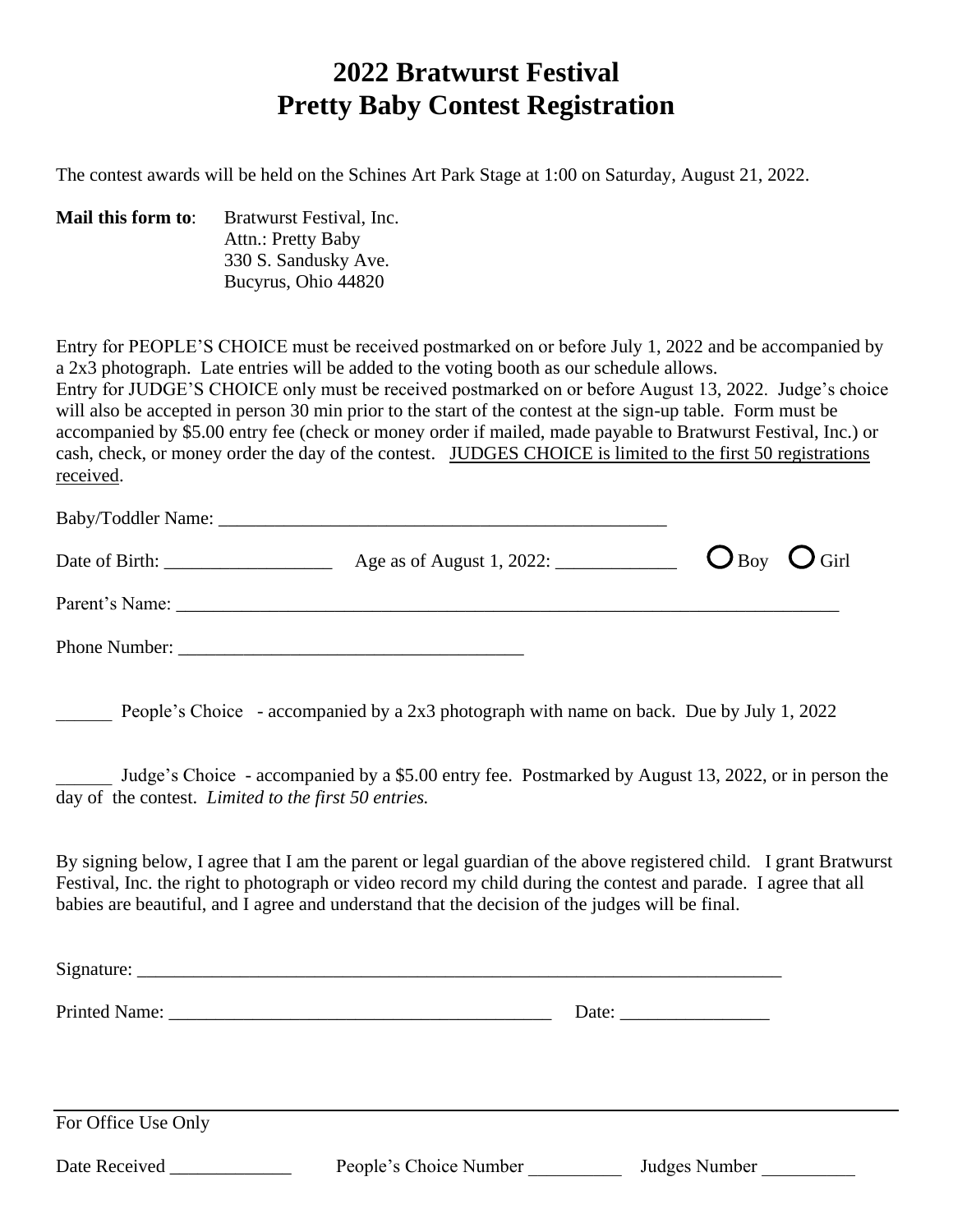# 2022 Bratwurst Festival
# Pretty Baby Contest Registration

The contest awards will be held on the Schines Art Park Stage at 1:00 on Saturday, August 21, 2022.

**Mail this form to**: Bratwurst Festival, Inc.
Attn.: Pretty Baby
330 S. Sandusky Ave.
Bucyrus, Ohio 44820

Entry for PEOPLE'S CHOICE must be received postmarked on or before July 1, 2022 and be accompanied by a 2x3 photograph. Late entries will be added to the voting booth as our schedule allows.
Entry for JUDGE'S CHOICE only must be received postmarked on or before August 13, 2022. Judge's choice will also be accepted in person 30 min prior to the start of the contest at the sign-up table. Form must be accompanied by $5.00 entry fee (check or money order if mailed, made payable to Bratwurst Festival, Inc.) or cash, check, or money order the day of the contest. <u>JUDGES CHOICE is limited to the first 50 registrations received</u>.

Baby/Toddler Name: ________________________________________________

Date of Birth: ________________ Age as of August 1, 2022: ____________ ○ Boy ○ Girl

Parent's Name: ____________________________________________________________________

Phone Number: ____________________________________

______ People's Choice - accompanied by a 2x3 photograph with name on back. Due by July 1, 2022

______ Judge's Choice - accompanied by a $5.00 entry fee. Postmarked by August 13, 2022, or in person the day of the contest. *Limited to the first 50 entries.*

By signing below, I agree that I am the parent or legal guardian of the above registered child. I grant Bratwurst Festival, Inc. the right to photograph or video record my child during the contest and parade. I agree that all babies are beautiful, and I agree and understand that the decision of the judges will be final.

Signature: ______________________________________________________________________

Printed Name: __________________________________________ Date: _______________

---

For Office Use Only

Date Received _____________ People's Choice Number __________ Judges Number __________